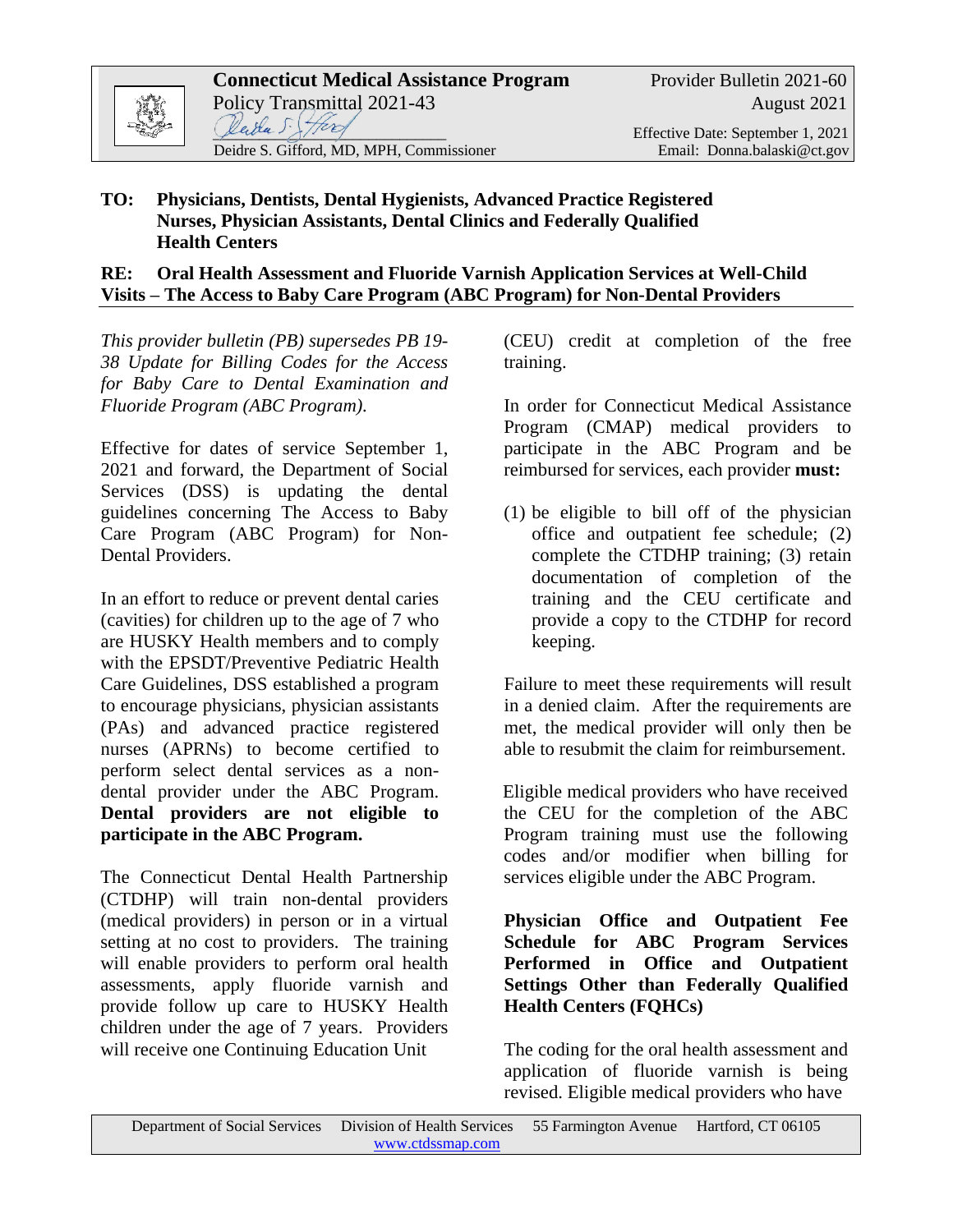**Connecticut Medical Assistance Program**
Policy Transmittal 2021-43

Deidre S. Gifford, MD, MPH, Commissioner

Provider Bulletin 2021-60
August 2021

Effective Date: September 1, 2021
Email: Donna.balaski@ct.gov

**TO: Physicians, Dentists, Dental Hygienists, Advanced Practice Registered Nurses, Physician Assistants, Dental Clinics and Federally Qualified Health Centers**

**RE: Oral Health Assessment and Fluoride Varnish Application Services at Well-Child Visits – The Access to Baby Care Program (ABC Program) for Non-Dental Providers**

*This provider bulletin (PB) supersedes PB 19-38 Update for Billing Codes for the Access for Baby Care to Dental Examination and Fluoride Program (ABC Program).*

Effective for dates of service September 1, 2021 and forward, the Department of Social Services (DSS) is updating the dental guidelines concerning The Access to Baby Care Program (ABC Program) for Non-Dental Providers.

In an effort to reduce or prevent dental caries (cavities) for children up to the age of 7 who are HUSKY Health members and to comply with the EPSDT/Preventive Pediatric Health Care Guidelines, DSS established a program to encourage physicians, physician assistants (PAs) and advanced practice registered nurses (APRNs) to become certified to perform select dental services as a non-dental provider under the ABC Program. **Dental providers are not eligible to participate in the ABC Program.**

The Connecticut Dental Health Partnership (CTDHP) will train non-dental providers (medical providers) in person or in a virtual setting at no cost to providers. The training will enable providers to perform oral health assessments, apply fluoride varnish and provide follow up care to HUSKY Health children under the age of 7 years. Providers will receive one Continuing Education Unit (CEU) credit at completion of the free training.

In order for Connecticut Medical Assistance Program (CMAP) medical providers to participate in the ABC Program and be reimbursed for services, each provider **must:**

(1) be eligible to bill off of the physician office and outpatient fee schedule; (2) complete the CTDHP training; (3) retain documentation of completion of the training and the CEU certificate and provide a copy to the CTDHP for record keeping.

Failure to meet these requirements will result in a denied claim. After the requirements are met, the medical provider will only then be able to resubmit the claim for reimbursement.

Eligible medical providers who have received the CEU for the completion of the ABC Program training must use the following codes and/or modifier when billing for services eligible under the ABC Program.

**Physician Office and Outpatient Fee Schedule for ABC Program Services Performed in Office and Outpatient Settings Other than Federally Qualified Health Centers (FQHCs)**

The coding for the oral health assessment and application of fluoride varnish is being revised. Eligible medical providers who have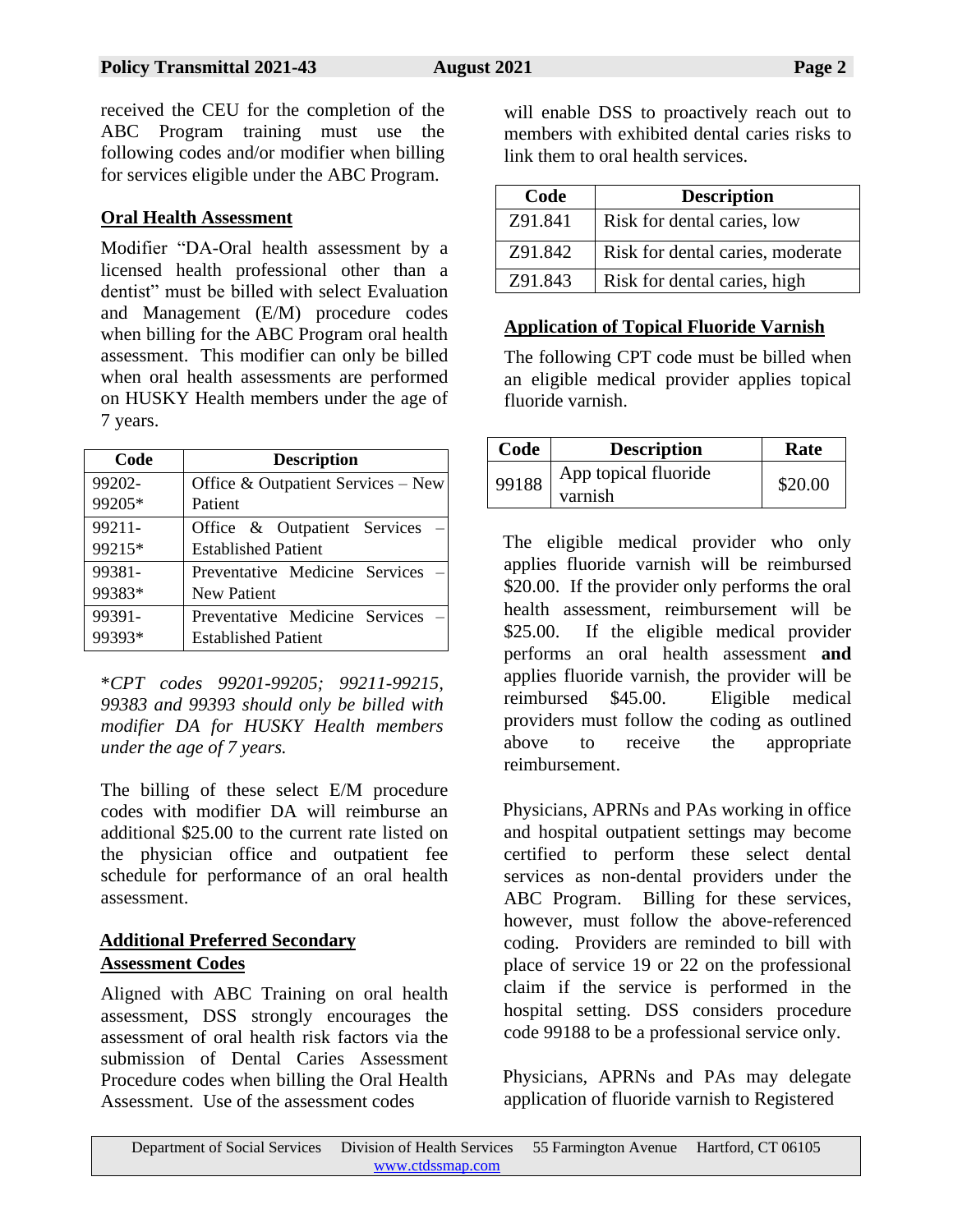received the CEU for the completion of the ABC Program training must use the following codes and/or modifier when billing for services eligible under the ABC Program.

## Oral Health Assessment

Modifier "DA-Oral health assessment by a licensed health professional other than a dentist" must be billed with select Evaluation and Management (E/M) procedure codes when billing for the ABC Program oral health assessment. This modifier can only be billed when oral health assessments are performed on HUSKY Health members under the age of 7 years.

| Code | Description |
|---|---|
| 99202-99205* | Office & Outpatient Services – New Patient |
| 99211-99215* | Office & Outpatient Services – Established Patient |
| 99381-99383* | Preventative Medicine Services – New Patient |
| 99391-99393* | Preventative Medicine Services – Established Patient |

**\****CPT codes 99201-99205; 99211-99215, 99383 and 99393 should only be billed with modifier DA for HUSKY Health members under the age of 7 years.*

The billing of these select E/M procedure codes with modifier DA will reimburse an additional $25.00 to the current rate listed on the physician office and outpatient fee schedule for performance of an oral health assessment.

## Additional Preferred Secondary Assessment Codes

Aligned with ABC Training on oral health assessment, DSS strongly encourages the assessment of oral health risk factors via the submission of Dental Caries Assessment Procedure codes when billing the Oral Health Assessment. Use of the assessment codes will enable DSS to proactively reach out to members with exhibited dental caries risks to link them to oral health services.

| Code | Description |
|---|---|
| Z91.841 | Risk for dental caries, low |
| Z91.842 | Risk for dental caries, moderate |
| Z91.843 | Risk for dental caries, high |

## Application of Topical Fluoride Varnish

The following CPT code must be billed when an eligible medical provider applies topical fluoride varnish.

| Code | Description | Rate |
|---|---|---|
| 99188 | App topical fluoride varnish | $20.00 |

The eligible medical provider who only applies fluoride varnish will be reimbursed $20.00. If the provider only performs the oral health assessment, reimbursement will be $25.00. If the eligible medical provider performs an oral health assessment **and** applies fluoride varnish, the provider will be reimbursed $45.00. Eligible medical providers must follow the coding as outlined above to receive the appropriate reimbursement.

Physicians, APRNs and PAs working in office and hospital outpatient settings may become certified to perform these select dental services as non-dental providers under the ABC Program. Billing for these services, however, must follow the above-referenced coding. Providers are reminded to bill with place of service 19 or 22 on the professional claim if the service is performed in the hospital setting. DSS considers procedure code 99188 to be a professional service only.

Physicians, APRNs and PAs may delegate application of fluoride varnish to Registered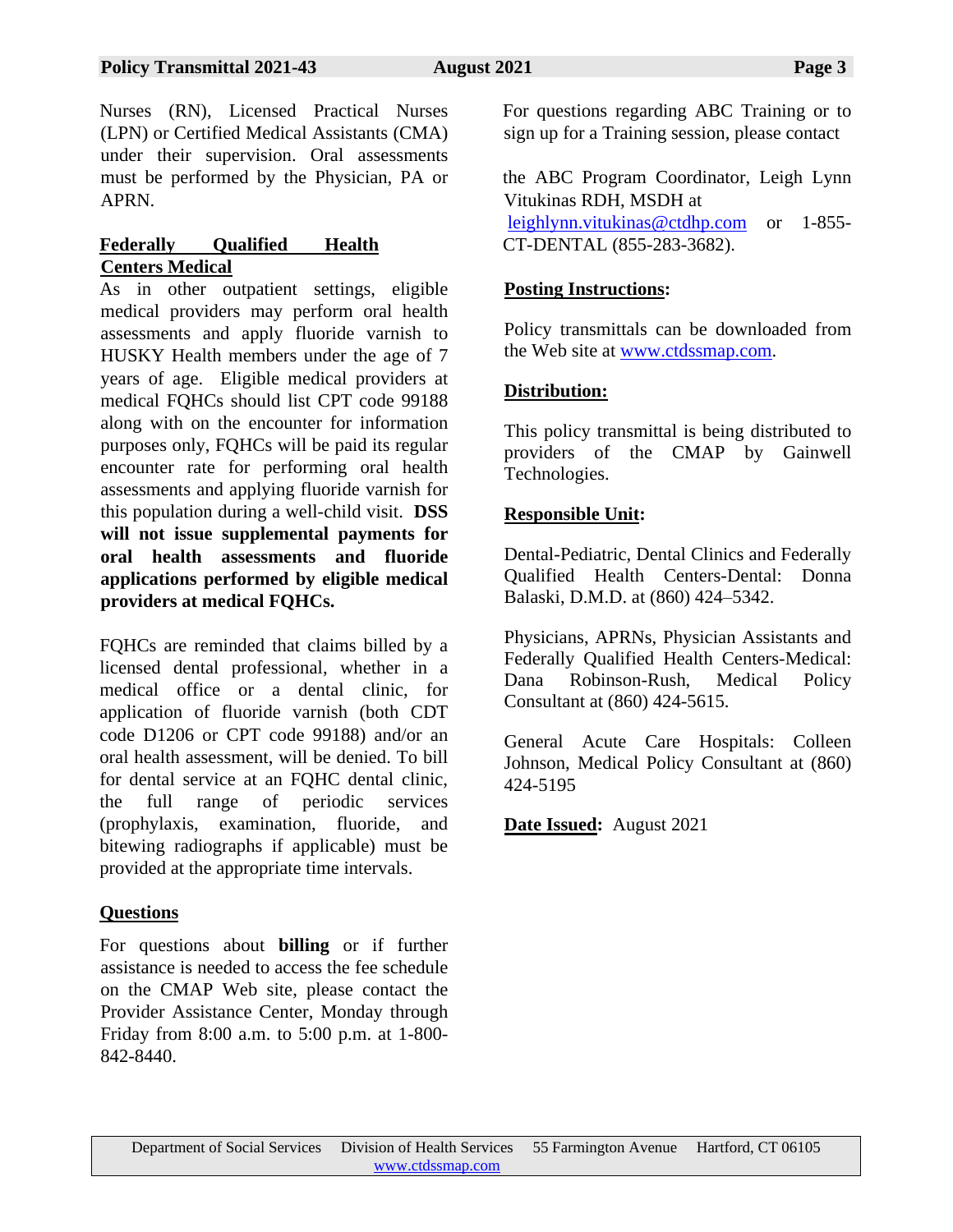Nurses (RN), Licensed Practical Nurses (LPN) or Certified Medical Assistants (CMA) under their supervision. Oral assessments must be performed by the Physician, PA or APRN.

**Federally Qualified Health Centers Medical**

As in other outpatient settings, eligible medical providers may perform oral health assessments and apply fluoride varnish to HUSKY Health members under the age of 7 years of age. Eligible medical providers at medical FQHCs should list CPT code 99188 along with on the encounter for information purposes only, FQHCs will be paid its regular encounter rate for performing oral health assessments and applying fluoride varnish for this population during a well-child visit. **DSS will not issue supplemental payments for oral health assessments and fluoride applications performed by eligible medical providers at medical FQHCs.**

FQHCs are reminded that claims billed by a licensed dental professional, whether in a medical office or a dental clinic, for application of fluoride varnish (both CDT code D1206 or CPT code 99188) and/or an oral health assessment, will be denied. To bill for dental service at an FQHC dental clinic, the full range of periodic services (prophylaxis, examination, fluoride, and bitewing radiographs if applicable) must be provided at the appropriate time intervals.

**Questions**

For questions about **billing** or if further assistance is needed to access the fee schedule on the CMAP Web site, please contact the Provider Assistance Center, Monday through Friday from 8:00 a.m. to 5:00 p.m. at 1-800-842-8440.

For questions regarding ABC Training or to sign up for a Training session, please contact

the ABC Program Coordinator, Leigh Lynn Vitukinas RDH, MSDH at leighlynn.vitukinas@ctdhp.com or 1-855-CT-DENTAL (855-283-3682).

**Posting Instructions:**

Policy transmittals can be downloaded from the Web site at www.ctdssmap.com.

**Distribution:**

This policy transmittal is being distributed to providers of the CMAP by Gainwell Technologies.

**Responsible Unit:**

Dental-Pediatric, Dental Clinics and Federally Qualified Health Centers-Dental: Donna Balaski, D.M.D. at (860) 424–5342.

Physicians, APRNs, Physician Assistants and Federally Qualified Health Centers-Medical: Dana Robinson-Rush, Medical Policy Consultant at (860) 424-5615.

General Acute Care Hospitals: Colleen Johnson, Medical Policy Consultant at (860) 424-5195

**Date Issued:** August 2021